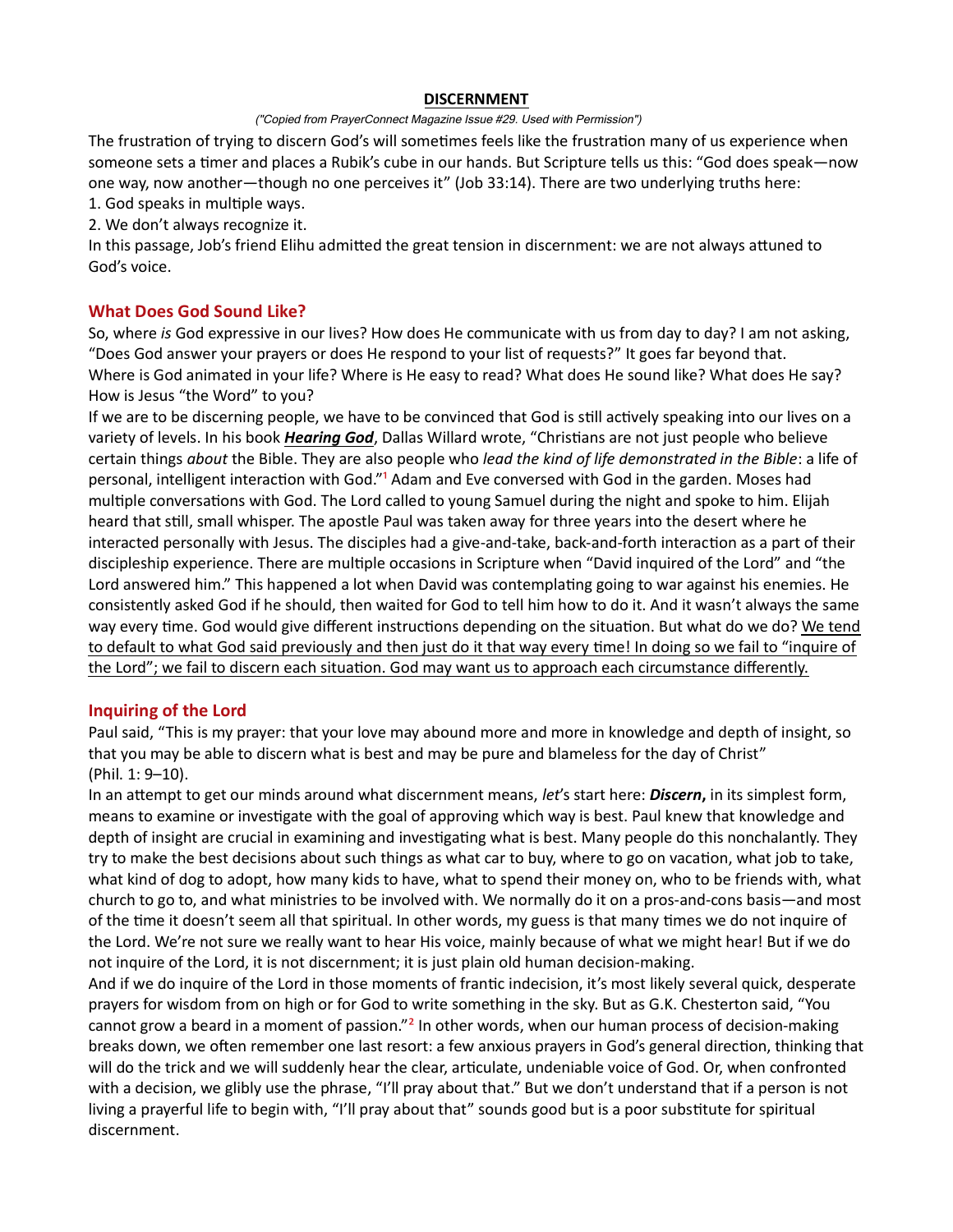# DISCERNMENT

*("Copied from PrayerConnect Magazine Issue #29. Used with Permission")*

The frustration of trying to discern God's will sometimes feels like the frustration many of us experience when someone sets a timer and places a Rubik's cube in our hands. But Scripture tells us this: "God does speak—now one way, now another—though no one perceives it" (Job 33:14). There are two underlying truths here:

1. God speaks in multiple ways.
2. We don't always recognize it.

In this passage, Job's friend Elihu admitted the great tension in discernment: we are not always attuned to God's voice.

## What Does God Sound Like?

So, where *is* God expressive in our lives? How does He communicate with us from day to day? I am not asking, "Does God answer your prayers or does He respond to your list of requests?" It goes far beyond that. Where is God animated in your life? Where is He easy to read? What does He sound like? What does He say? How is Jesus "the Word" to you?

If we are to be discerning people, we have to be convinced that God is still actively speaking into our lives on a variety of levels. In his book ***Hearing God***, Dallas Willard wrote, "Christians are not just people who believe certain things *about* the Bible. They are also people who *lead the kind of life demonstrated in the Bible*: a life of personal, intelligent interaction with God."[1] Adam and Eve conversed with God in the garden. Moses had multiple conversations with God. The Lord called to young Samuel during the night and spoke to him. Elijah heard that still, small whisper. The apostle Paul was taken away for three years into the desert where he interacted personally with Jesus. The disciples had a give-and-take, back-and-forth interaction as a part of their discipleship experience. There are multiple occasions in Scripture when "David inquired of the Lord" and "the Lord answered him." This happened a lot when David was contemplating going to war against his enemies. He consistently asked God if he should, then waited for God to tell him how to do it. And it wasn't always the same way every time. God would give different instructions depending on the situation. But what do we do? <u>We tend to default to what God said previously and then just do it that way every time! In doing so we fail to "inquire of the Lord"; we fail to discern each situation. God may want us to approach each circumstance differently.</u>

## Inquiring of the Lord

Paul said, "This is my prayer: that your love may abound more and more in knowledge and depth of insight, so that you may be able to discern what is best and may be pure and blameless for the day of Christ" (Phil. 1: 9–10).

In an attempt to get our minds around what discernment means, *let*'s start here: ***Discern*, **in its simplest form, means to examine or investigate with the goal of approving which way is best. Paul knew that knowledge and depth of insight are crucial in examining and investigating what is best. Many people do this nonchalantly. They try to make the best decisions about such things as what car to buy, where to go on vacation, what job to take, what kind of dog to adopt, how many kids to have, what to spend their money on, who to be friends with, what church to go to, and what ministries to be involved with. We normally do it on a pros-and-cons basis—and most of the time it doesn't seem all that spiritual. In other words, my guess is that many times we do not inquire of the Lord. We're not sure we really want to hear His voice, mainly because of what we might hear! But if we do not inquire of the Lord, it is not discernment; it is just plain old human decision-making.

And if we do inquire of the Lord in those moments of frantic indecision, it's most likely several quick, desperate prayers for wisdom from on high or for God to write something in the sky. But as G.K. Chesterton said, "You cannot grow a beard in a moment of passion."[2] In other words, when our human process of decision-making breaks down, we often remember one last resort: a few anxious prayers in God's general direction, thinking that will do the trick and we will suddenly hear the clear, articulate, undeniable voice of God. Or, when confronted with a decision, we glibly use the phrase, "I'll pray about that." But we don't understand that if a person is not living a prayerful life to begin with, "I'll pray about that" sounds good but is a poor substitute for spiritual discernment.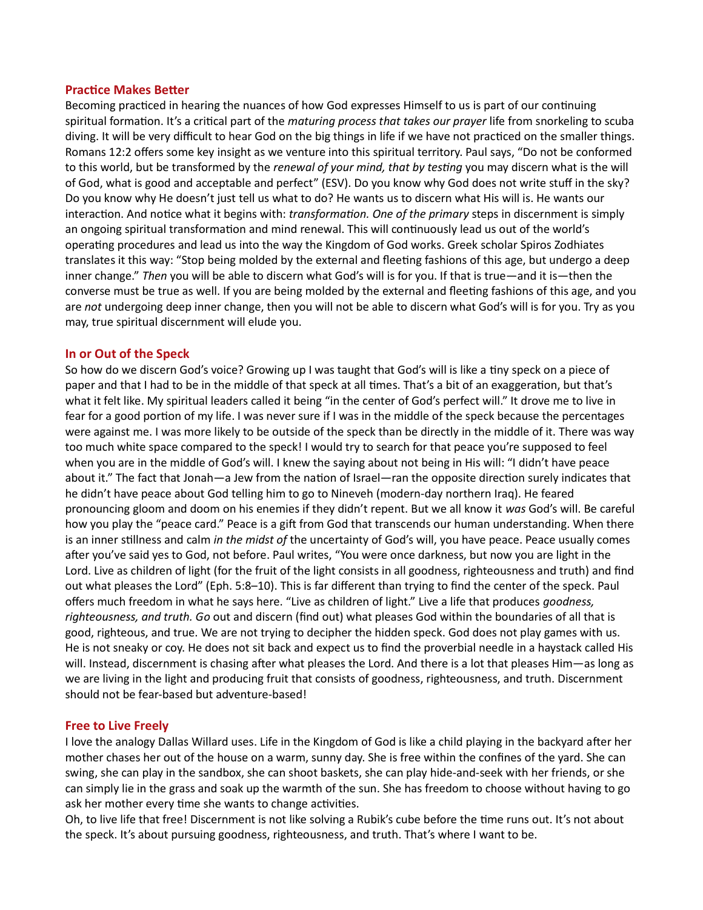## Practice Makes Better

Becoming practiced in hearing the nuances of how God expresses Himself to us is part of our continuing spiritual formation. It's a critical part of the *maturing process that takes our prayer* life from snorkeling to scuba diving. It will be very difficult to hear God on the big things in life if we have not practiced on the smaller things. Romans 12:2 offers some key insight as we venture into this spiritual territory. Paul says, "Do not be conformed to this world, but be transformed by the *renewal of your mind, that by testing* you may discern what is the will of God, what is good and acceptable and perfect" (ESV). Do you know why God does not write stuff in the sky? Do you know why He doesn't just tell us what to do? He wants us to discern what His will is. He wants our interaction. And notice what it begins with: *transformation. One of the primary* steps in discernment is simply an ongoing spiritual transformation and mind renewal. This will continuously lead us out of the world's operating procedures and lead us into the way the Kingdom of God works. Greek scholar Spiros Zodhiates translates it this way: "Stop being molded by the external and fleeting fashions of this age, but undergo a deep inner change." *Then* you will be able to discern what God's will is for you. If that is true—and it is—then the converse must be true as well. If you are being molded by the external and fleeting fashions of this age, and you are *not* undergoing deep inner change, then you will not be able to discern what God's will is for you. Try as you may, true spiritual discernment will elude you.

## In or Out of the Speck

So how do we discern God's voice? Growing up I was taught that God's will is like a tiny speck on a piece of paper and that I had to be in the middle of that speck at all times. That's a bit of an exaggeration, but that's what it felt like. My spiritual leaders called it being "in the center of God's perfect will." It drove me to live in fear for a good portion of my life. I was never sure if I was in the middle of the speck because the percentages were against me. I was more likely to be outside of the speck than be directly in the middle of it. There was way too much white space compared to the speck! I would try to search for that peace you're supposed to feel when you are in the middle of God's will. I knew the saying about not being in His will: "I didn't have peace about it." The fact that Jonah—a Jew from the nation of Israel—ran the opposite direction surely indicates that he didn't have peace about God telling him to go to Nineveh (modern-day northern Iraq). He feared pronouncing gloom and doom on his enemies if they didn't repent. But we all know it *was* God's will. Be careful how you play the "peace card." Peace is a gift from God that transcends our human understanding. When there is an inner stillness and calm *in the midst of* the uncertainty of God's will, you have peace. Peace usually comes after you've said yes to God, not before. Paul writes, "You were once darkness, but now you are light in the Lord. Live as children of light (for the fruit of the light consists in all goodness, righteousness and truth) and find out what pleases the Lord" (Eph. 5:8–10). This is far different than trying to find the center of the speck. Paul offers much freedom in what he says here. "Live as children of light." Live a life that produces *goodness, righteousness, and truth. Go* out and discern (find out) what pleases God within the boundaries of all that is good, righteous, and true. We are not trying to decipher the hidden speck. God does not play games with us. He is not sneaky or coy. He does not sit back and expect us to find the proverbial needle in a haystack called His will. Instead, discernment is chasing after what pleases the Lord. And there is a lot that pleases Him—as long as we are living in the light and producing fruit that consists of goodness, righteousness, and truth. Discernment should not be fear-based but adventure-based!

## Free to Live Freely

I love the analogy Dallas Willard uses. Life in the Kingdom of God is like a child playing in the backyard after her mother chases her out of the house on a warm, sunny day. She is free within the confines of the yard. She can swing, she can play in the sandbox, she can shoot baskets, she can play hide-and-seek with her friends, or she can simply lie in the grass and soak up the warmth of the sun. She has freedom to choose without having to go ask her mother every time she wants to change activities.

Oh, to live life that free! Discernment is not like solving a Rubik's cube before the time runs out. It's not about the speck. It's about pursuing goodness, righteousness, and truth. That's where I want to be.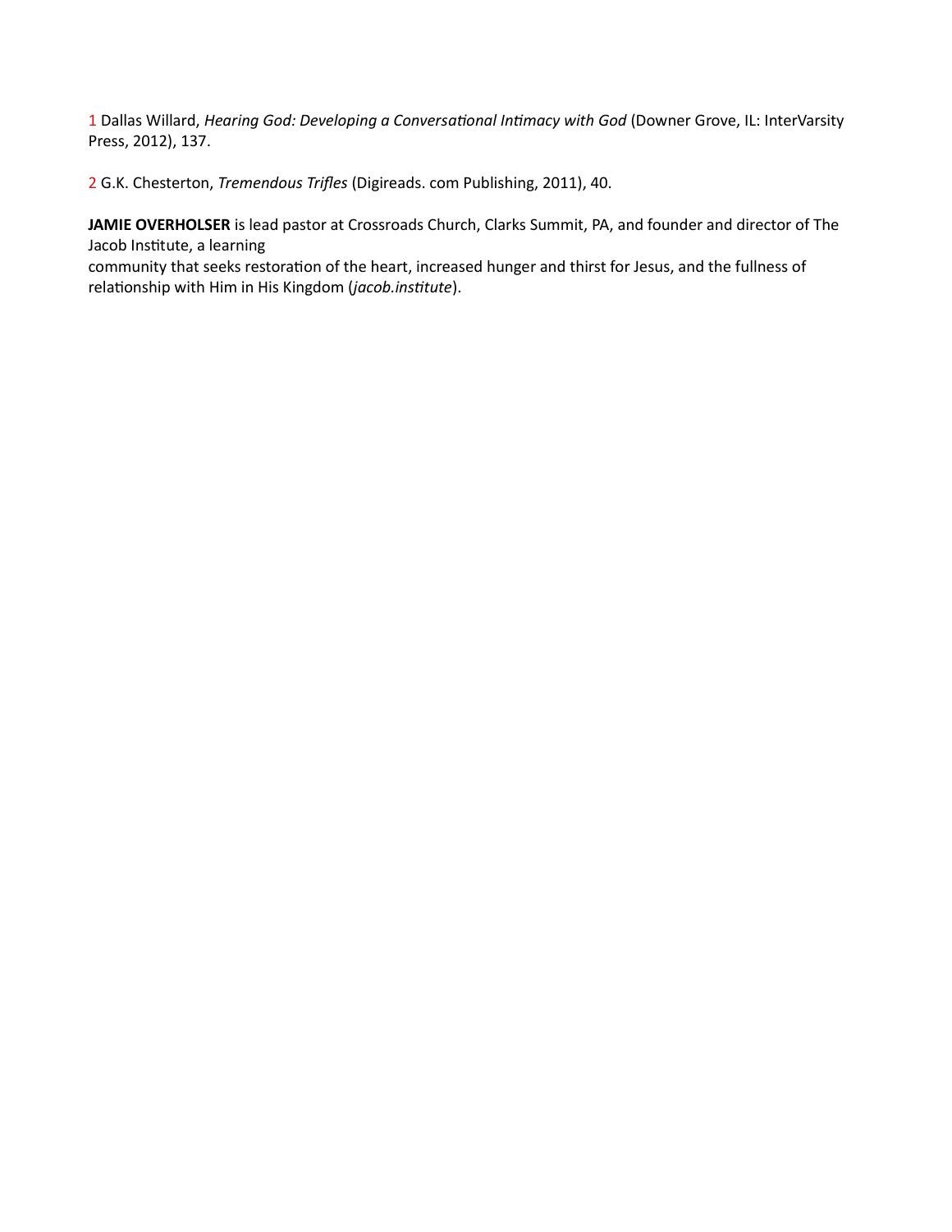1 Dallas Willard, *Hearing God: Developing a Conversational Intimacy with God* (Downer Grove, IL: InterVarsity Press, 2012), 137.

2 G.K. Chesterton, *Tremendous Trifles* (Digireads. com Publishing, 2011), 40.

**JAMIE OVERHOLSER** is lead pastor at Crossroads Church, Clarks Summit, PA, and founder and director of The Jacob Institute, a learning community that seeks restoration of the heart, increased hunger and thirst for Jesus, and the fullness of relationship with Him in His Kingdom (*jacob.institute*).